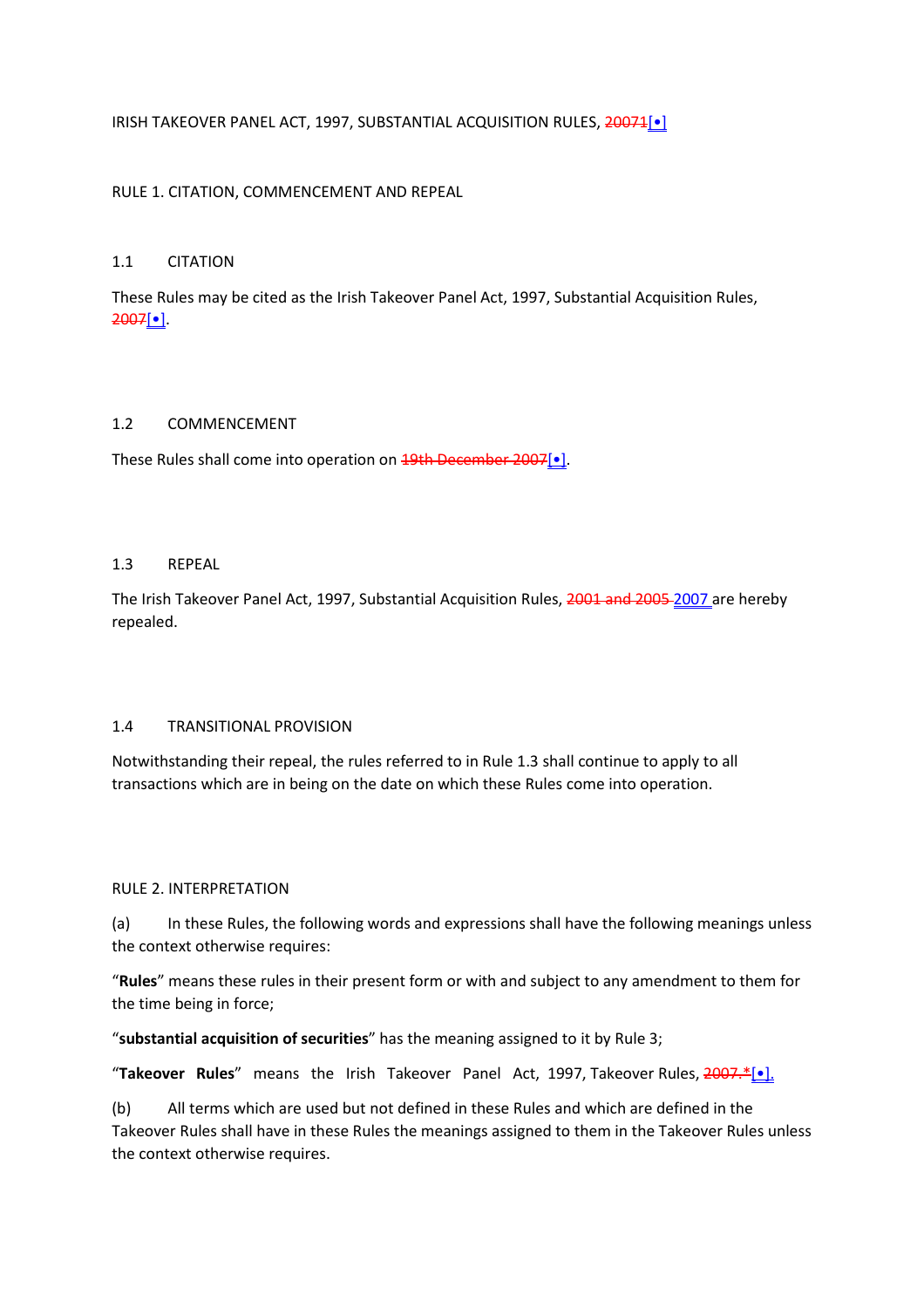IRISH TAKEOVER PANEL ACT, 1997, SUBSTANTIAL ACQUISITION RULES, ~~20071~~[•]

RULE 1. CITATION, COMMENCEMENT AND REPEAL

1.1 CITATION

These Rules may be cited as the Irish Takeover Panel Act, 1997, Substantial Acquisition Rules, ~~2007~~[•].

1.2 COMMENCEMENT

These Rules shall come into operation on ~~19th December 2007~~[•].

1.3 REPEAL

The Irish Takeover Panel Act, 1997, Substantial Acquisition Rules, ~~2001 and 2005~~ 2007 are hereby repealed.

1.4 TRANSITIONAL PROVISION

Notwithstanding their repeal, the rules referred to in Rule 1.3 shall continue to apply to all transactions which are in being on the date on which these Rules come into operation.

RULE 2. INTERPRETATION

(a) In these Rules, the following words and expressions shall have the following meanings unless the context otherwise requires:

"**Rules**" means these rules in their present form or with and subject to any amendment to them for the time being in force;

"**substantial acquisition of securities**" has the meaning assigned to it by Rule 3;

"**Takeover Rules**" means the Irish Takeover Panel Act, 1997, Takeover Rules, ~~2007.*~~[•].

(b) All terms which are used but not defined in these Rules and which are defined in the Takeover Rules shall have in these Rules the meanings assigned to them in the Takeover Rules unless the context otherwise requires.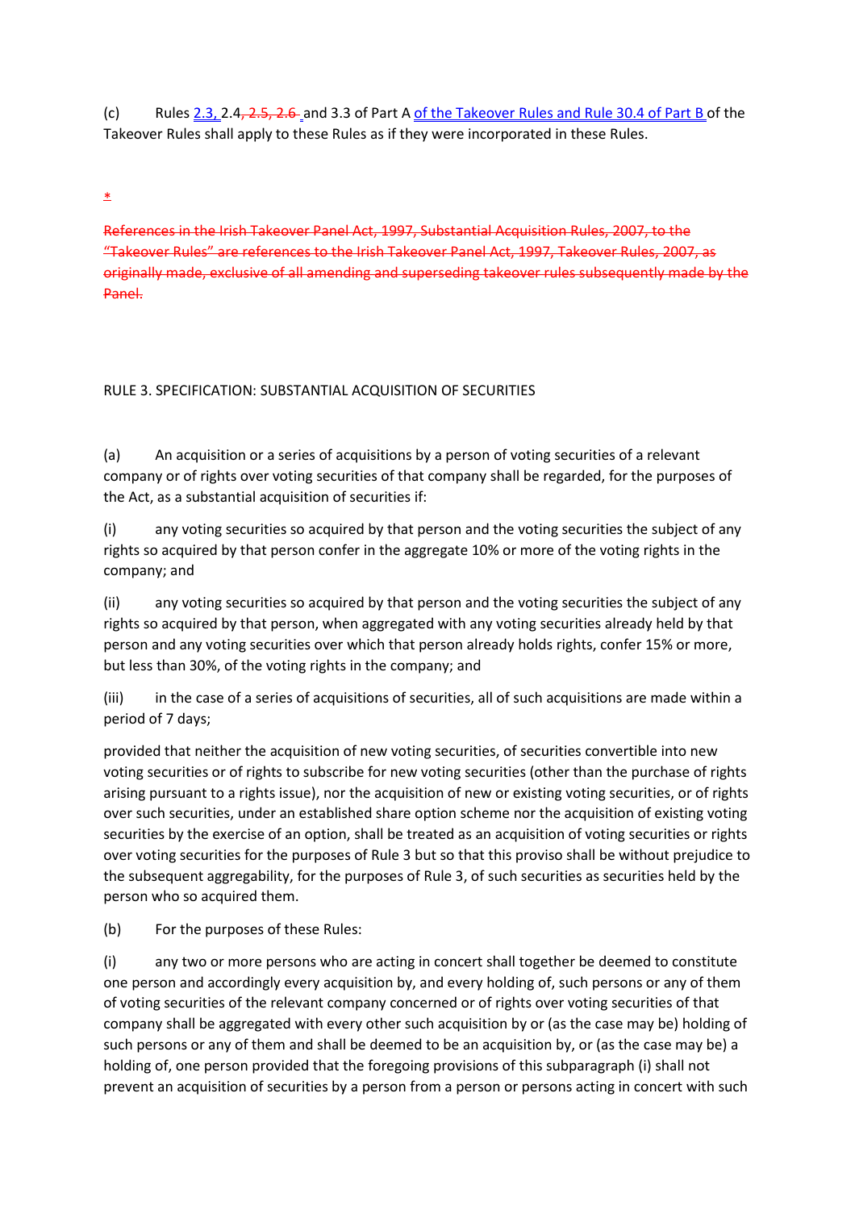(c) Rules 2.3, 2.4, 2.5, 2.6 and 3.3 of Part A of the Takeover Rules and Rule 30.4 of Part B of the Takeover Rules shall apply to these Rules as if they were incorporated in these Rules.

*

References in the Irish Takeover Panel Act, 1997, Substantial Acquisition Rules, 2007, to the "Takeover Rules" are references to the Irish Takeover Panel Act, 1997, Takeover Rules, 2007, as originally made, exclusive of all amending and superseding takeover rules subsequently made by the Panel.

## RULE 3. SPECIFICATION: SUBSTANTIAL ACQUISITION OF SECURITIES

(a) An acquisition or a series of acquisitions by a person of voting securities of a relevant company or of rights over voting securities of that company shall be regarded, for the purposes of the Act, as a substantial acquisition of securities if:

(i) any voting securities so acquired by that person and the voting securities the subject of any rights so acquired by that person confer in the aggregate 10% or more of the voting rights in the company; and

(ii) any voting securities so acquired by that person and the voting securities the subject of any rights so acquired by that person, when aggregated with any voting securities already held by that person and any voting securities over which that person already holds rights, confer 15% or more, but less than 30%, of the voting rights in the company; and

(iii) in the case of a series of acquisitions of securities, all of such acquisitions are made within a period of 7 days;

provided that neither the acquisition of new voting securities, of securities convertible into new voting securities or of rights to subscribe for new voting securities (other than the purchase of rights arising pursuant to a rights issue), nor the acquisition of new or existing voting securities, or of rights over such securities, under an established share option scheme nor the acquisition of existing voting securities by the exercise of an option, shall be treated as an acquisition of voting securities or rights over voting securities for the purposes of Rule 3 but so that this proviso shall be without prejudice to the subsequent aggregability, for the purposes of Rule 3, of such securities as securities held by the person who so acquired them.

(b) For the purposes of these Rules:

(i) any two or more persons who are acting in concert shall together be deemed to constitute one person and accordingly every acquisition by, and every holding of, such persons or any of them of voting securities of the relevant company concerned or of rights over voting securities of that company shall be aggregated with every other such acquisition by or (as the case may be) holding of such persons or any of them and shall be deemed to be an acquisition by, or (as the case may be) a holding of, one person provided that the foregoing provisions of this subparagraph (i) shall not prevent an acquisition of securities by a person from a person or persons acting in concert with such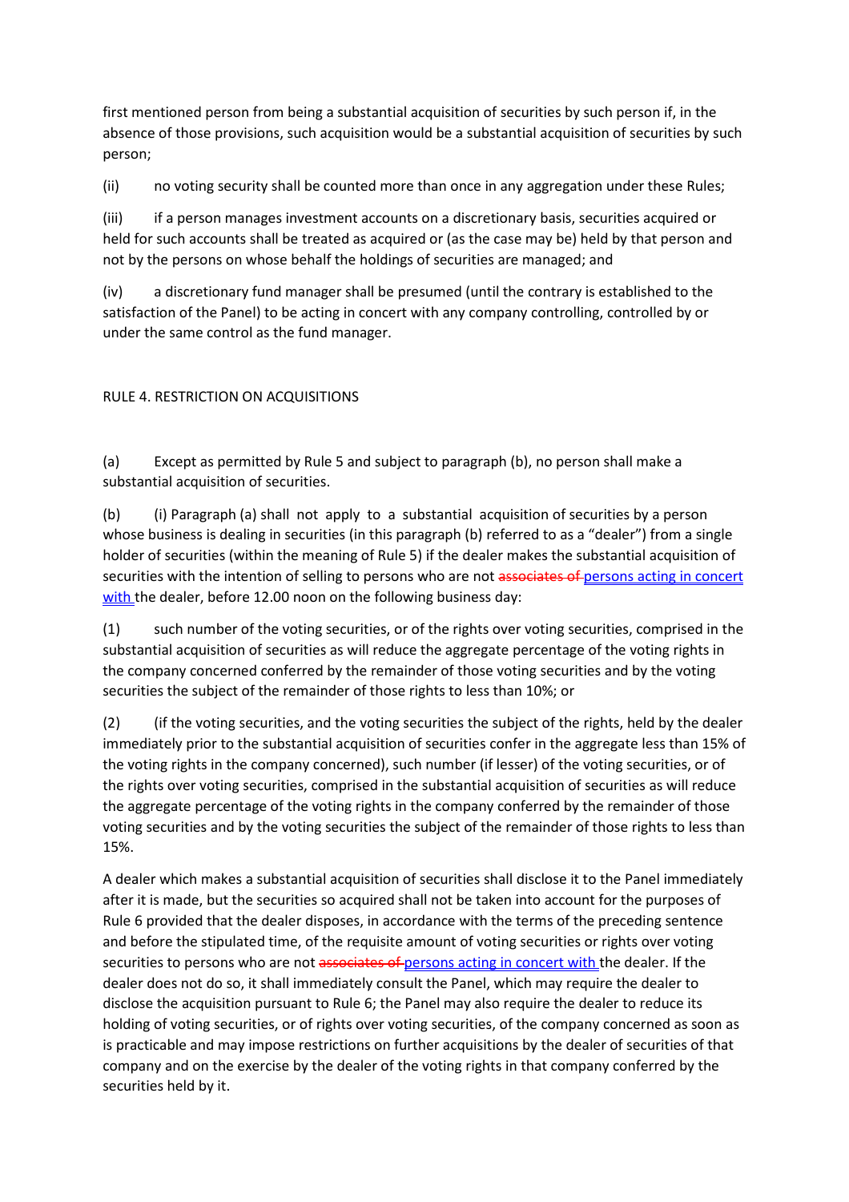first mentioned person from being a substantial acquisition of securities by such person if, in the absence of those provisions, such acquisition would be a substantial acquisition of securities by such person;

(ii) no voting security shall be counted more than once in any aggregation under these Rules;

(iii) if a person manages investment accounts on a discretionary basis, securities acquired or held for such accounts shall be treated as acquired or (as the case may be) held by that person and not by the persons on whose behalf the holdings of securities are managed; and

(iv) a discretionary fund manager shall be presumed (until the contrary is established to the satisfaction of the Panel) to be acting in concert with any company controlling, controlled by or under the same control as the fund manager.

## RULE 4. RESTRICTION ON ACQUISITIONS

(a) Except as permitted by Rule 5 and subject to paragraph (b), no person shall make a substantial acquisition of securities.

(b) (i) Paragraph (a) shall not apply to a substantial acquisition of securities by a person whose business is dealing in securities (in this paragraph (b) referred to as a "dealer") from a single holder of securities (within the meaning of Rule 5) if the dealer makes the substantial acquisition of securities with the intention of selling to persons who are not ~~associates of~~ <u>persons acting in concert with</u> the dealer, before 12.00 noon on the following business day:

(1) such number of the voting securities, or of the rights over voting securities, comprised in the substantial acquisition of securities as will reduce the aggregate percentage of the voting rights in the company concerned conferred by the remainder of those voting securities and by the voting securities the subject of the remainder of those rights to less than 10%; or

(2) (if the voting securities, and the voting securities the subject of the rights, held by the dealer immediately prior to the substantial acquisition of securities confer in the aggregate less than 15% of the voting rights in the company concerned), such number (if lesser) of the voting securities, or of the rights over voting securities, comprised in the substantial acquisition of securities as will reduce the aggregate percentage of the voting rights in the company conferred by the remainder of those voting securities and by the voting securities the subject of the remainder of those rights to less than 15%.

A dealer which makes a substantial acquisition of securities shall disclose it to the Panel immediately after it is made, but the securities so acquired shall not be taken into account for the purposes of Rule 6 provided that the dealer disposes, in accordance with the terms of the preceding sentence and before the stipulated time, of the requisite amount of voting securities or rights over voting securities to persons who are not ~~associates of~~ <u>persons acting in concert with</u> the dealer. If the dealer does not do so, it shall immediately consult the Panel, which may require the dealer to disclose the acquisition pursuant to Rule 6; the Panel may also require the dealer to reduce its holding of voting securities, or of rights over voting securities, of the company concerned as soon as is practicable and may impose restrictions on further acquisitions by the dealer of securities of that company and on the exercise by the dealer of the voting rights in that company conferred by the securities held by it.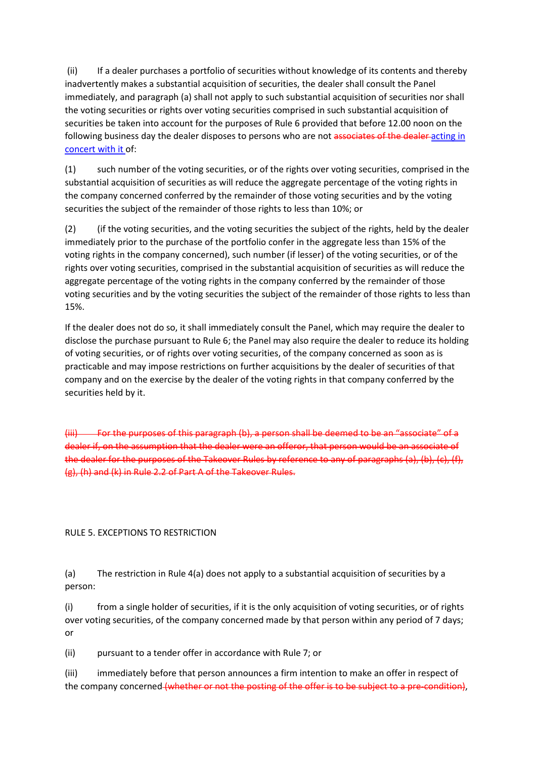(ii) If a dealer purchases a portfolio of securities without knowledge of its contents and thereby inadvertently makes a substantial acquisition of securities, the dealer shall consult the Panel immediately, and paragraph (a) shall not apply to such substantial acquisition of securities nor shall the voting securities or rights over voting securities comprised in such substantial acquisition of securities be taken into account for the purposes of Rule 6 provided that before 12.00 noon on the following business day the dealer disposes to persons who are not ~~associates of the dealer~~ acting in concert with it of:

(1) such number of the voting securities, or of the rights over voting securities, comprised in the substantial acquisition of securities as will reduce the aggregate percentage of the voting rights in the company concerned conferred by the remainder of those voting securities and by the voting securities the subject of the remainder of those rights to less than 10%; or

(2) (if the voting securities, and the voting securities the subject of the rights, held by the dealer immediately prior to the purchase of the portfolio confer in the aggregate less than 15% of the voting rights in the company concerned), such number (if lesser) of the voting securities, or of the rights over voting securities, comprised in the substantial acquisition of securities as will reduce the aggregate percentage of the voting rights in the company conferred by the remainder of those voting securities and by the voting securities the subject of the remainder of those rights to less than 15%.

If the dealer does not do so, it shall immediately consult the Panel, which may require the dealer to disclose the purchase pursuant to Rule 6; the Panel may also require the dealer to reduce its holding of voting securities, or of rights over voting securities, of the company concerned as soon as is practicable and may impose restrictions on further acquisitions by the dealer of securities of that company and on the exercise by the dealer of the voting rights in that company conferred by the securities held by it.

~~(iii) For the purposes of this paragraph (b), a person shall be deemed to be an "associate" of a dealer if, on the assumption that the dealer were an offeror, that person would be an associate of the dealer for the purposes of the Takeover Rules by reference to any of paragraphs (a), (b), (c), (f), (g), (h) and (k) in Rule 2.2 of Part A of the Takeover Rules.~~

RULE 5. EXCEPTIONS TO RESTRICTION

(a) The restriction in Rule 4(a) does not apply to a substantial acquisition of securities by a person:

(i) from a single holder of securities, if it is the only acquisition of voting securities, or of rights over voting securities, of the company concerned made by that person within any period of 7 days; or

(ii) pursuant to a tender offer in accordance with Rule 7; or

(iii) immediately before that person announces a firm intention to make an offer in respect of the company concerned ~~(whether or not the posting of the offer is to be subject to a pre-condition)~~,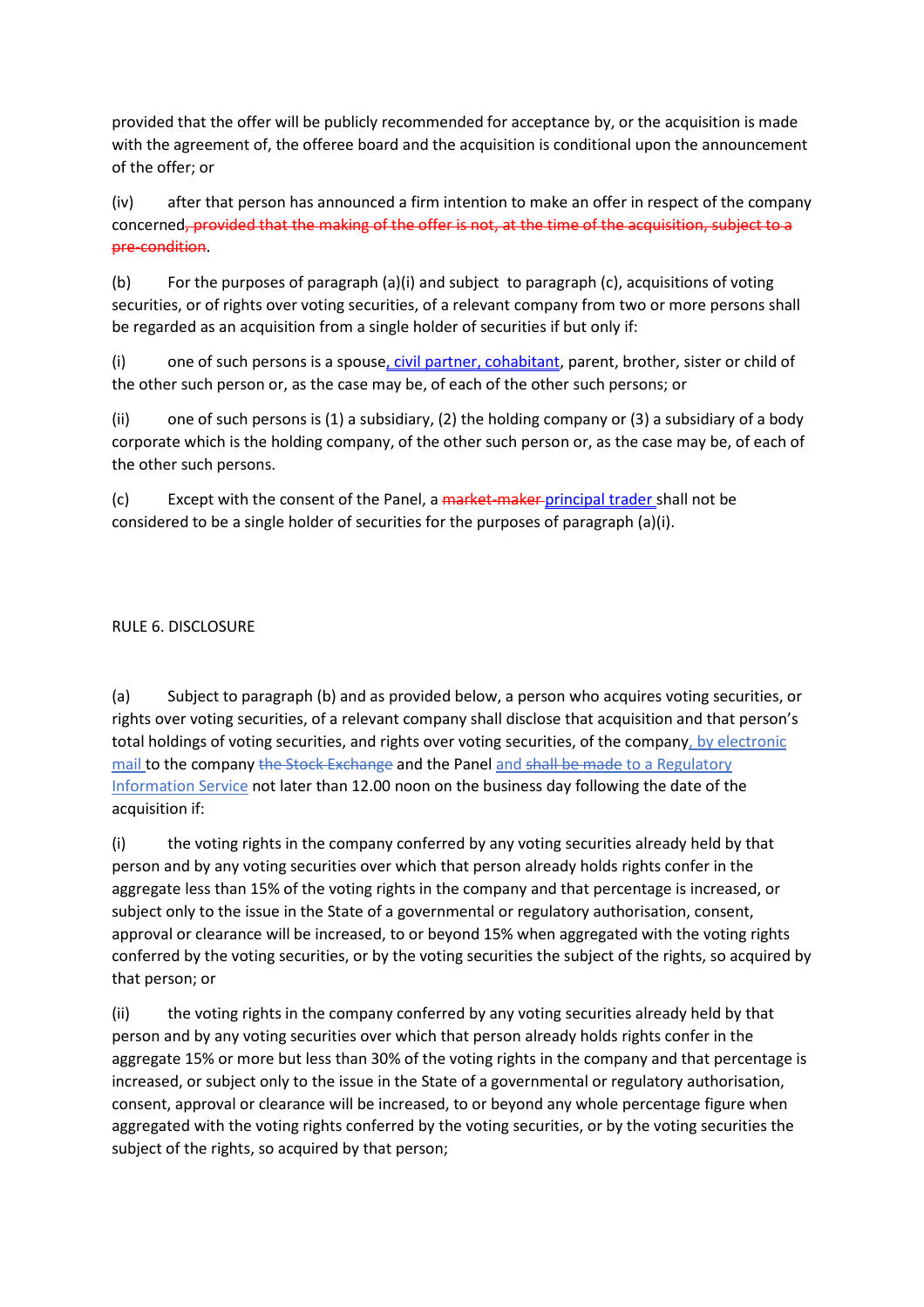provided that the offer will be publicly recommended for acceptance by, or the acquisition is made with the agreement of, the offeree board and the acquisition is conditional upon the announcement of the offer; or

(iv) after that person has announced a firm intention to make an offer in respect of the company concerned~~, provided that the making of the offer is not, at the time of the acquisition, subject to a pre-condition~~.

(b) For the purposes of paragraph (a)(i) and subject to paragraph (c), acquisitions of voting securities, or of rights over voting securities, of a relevant company from two or more persons shall be regarded as an acquisition from a single holder of securities if but only if:

(i) one of such persons is a spouse, civil partner, cohabitant, parent, brother, sister or child of the other such person or, as the case may be, of each of the other such persons; or

(ii) one of such persons is (1) a subsidiary, (2) the holding company or (3) a subsidiary of a body corporate which is the holding company, of the other such person or, as the case may be, of each of the other such persons.

(c) Except with the consent of the Panel, a ~~market-maker~~ principal trader shall not be considered to be a single holder of securities for the purposes of paragraph (a)(i).

## RULE 6. DISCLOSURE

(a) Subject to paragraph (b) and as provided below, a person who acquires voting securities, or rights over voting securities, of a relevant company shall disclose that acquisition and that person's total holdings of voting securities, and rights over voting securities, of the company, by electronic mail to the company ~~the Stock Exchange~~ and the Panel and ~~shall be made~~ to a Regulatory Information Service not later than 12.00 noon on the business day following the date of the acquisition if:

(i) the voting rights in the company conferred by any voting securities already held by that person and by any voting securities over which that person already holds rights confer in the aggregate less than 15% of the voting rights in the company and that percentage is increased, or subject only to the issue in the State of a governmental or regulatory authorisation, consent, approval or clearance will be increased, to or beyond 15% when aggregated with the voting rights conferred by the voting securities, or by the voting securities the subject of the rights, so acquired by that person; or

(ii) the voting rights in the company conferred by any voting securities already held by that person and by any voting securities over which that person already holds rights confer in the aggregate 15% or more but less than 30% of the voting rights in the company and that percentage is increased, or subject only to the issue in the State of a governmental or regulatory authorisation, consent, approval or clearance will be increased, to or beyond any whole percentage figure when aggregated with the voting rights conferred by the voting securities, or by the voting securities the subject of the rights, so acquired by that person;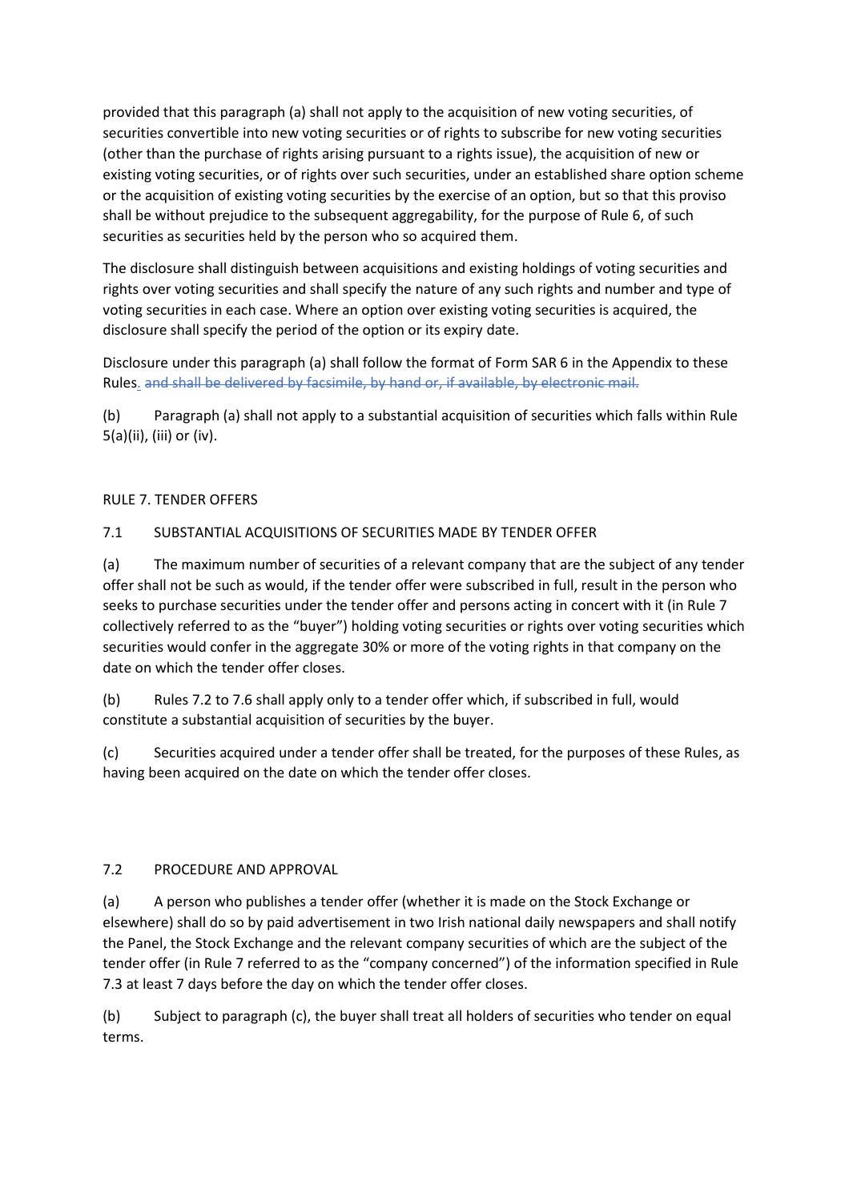provided that this paragraph (a) shall not apply to the acquisition of new voting securities, of securities convertible into new voting securities or of rights to subscribe for new voting securities (other than the purchase of rights arising pursuant to a rights issue), the acquisition of new or existing voting securities, or of rights over such securities, under an established share option scheme or the acquisition of existing voting securities by the exercise of an option, but so that this proviso shall be without prejudice to the subsequent aggregability, for the purpose of Rule 6, of such securities as securities held by the person who so acquired them.

The disclosure shall distinguish between acquisitions and existing holdings of voting securities and rights over voting securities and shall specify the nature of any such rights and number and type of voting securities in each case. Where an option over existing voting securities is acquired, the disclosure shall specify the period of the option or its expiry date.

Disclosure under this paragraph (a) shall follow the format of Form SAR 6 in the Appendix to these Rules. ~~and shall be delivered by facsimile, by hand or, if available, by electronic mail.~~

(b) Paragraph (a) shall not apply to a substantial acquisition of securities which falls within Rule 5(a)(ii), (iii) or (iv).

## RULE 7. TENDER OFFERS

### 7.1 SUBSTANTIAL ACQUISITIONS OF SECURITIES MADE BY TENDER OFFER

(a) The maximum number of securities of a relevant company that are the subject of any tender offer shall not be such as would, if the tender offer were subscribed in full, result in the person who seeks to purchase securities under the tender offer and persons acting in concert with it (in Rule 7 collectively referred to as the "buyer") holding voting securities or rights over voting securities which securities would confer in the aggregate 30% or more of the voting rights in that company on the date on which the tender offer closes.

(b) Rules 7.2 to 7.6 shall apply only to a tender offer which, if subscribed in full, would constitute a substantial acquisition of securities by the buyer.

(c) Securities acquired under a tender offer shall be treated, for the purposes of these Rules, as having been acquired on the date on which the tender offer closes.

### 7.2 PROCEDURE AND APPROVAL

(a) A person who publishes a tender offer (whether it is made on the Stock Exchange or elsewhere) shall do so by paid advertisement in two Irish national daily newspapers and shall notify the Panel, the Stock Exchange and the relevant company securities of which are the subject of the tender offer (in Rule 7 referred to as the "company concerned") of the information specified in Rule 7.3 at least 7 days before the day on which the tender offer closes.

(b) Subject to paragraph (c), the buyer shall treat all holders of securities who tender on equal terms.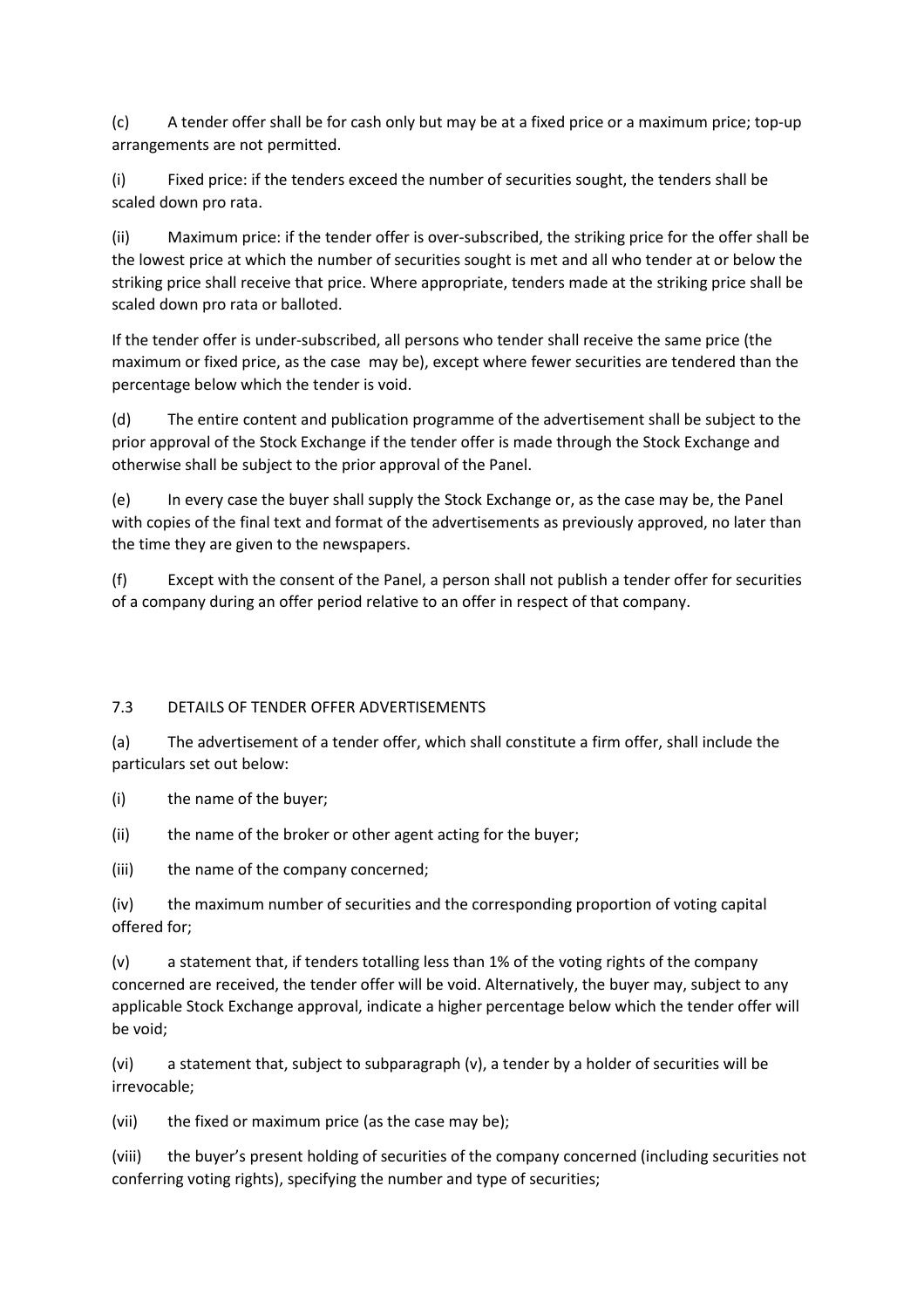(c) A tender offer shall be for cash only but may be at a fixed price or a maximum price; top-up arrangements are not permitted.

(i) Fixed price: if the tenders exceed the number of securities sought, the tenders shall be scaled down pro rata.

(ii) Maximum price: if the tender offer is over-subscribed, the striking price for the offer shall be the lowest price at which the number of securities sought is met and all who tender at or below the striking price shall receive that price. Where appropriate, tenders made at the striking price shall be scaled down pro rata or balloted.

If the tender offer is under-subscribed, all persons who tender shall receive the same price (the maximum or fixed price, as the case may be), except where fewer securities are tendered than the percentage below which the tender is void.

(d) The entire content and publication programme of the advertisement shall be subject to the prior approval of the Stock Exchange if the tender offer is made through the Stock Exchange and otherwise shall be subject to the prior approval of the Panel.

(e) In every case the buyer shall supply the Stock Exchange or, as the case may be, the Panel with copies of the final text and format of the advertisements as previously approved, no later than the time they are given to the newspapers.

(f) Except with the consent of the Panel, a person shall not publish a tender offer for securities of a company during an offer period relative to an offer in respect of that company.

## 7.3 DETAILS OF TENDER OFFER ADVERTISEMENTS

(a) The advertisement of a tender offer, which shall constitute a firm offer, shall include the particulars set out below:

(i) the name of the buyer;

(ii) the name of the broker or other agent acting for the buyer;

(iii) the name of the company concerned;

(iv) the maximum number of securities and the corresponding proportion of voting capital offered for;

(v) a statement that, if tenders totalling less than 1% of the voting rights of the company concerned are received, the tender offer will be void. Alternatively, the buyer may, subject to any applicable Stock Exchange approval, indicate a higher percentage below which the tender offer will be void;

(vi) a statement that, subject to subparagraph (v), a tender by a holder of securities will be irrevocable;

(vii) the fixed or maximum price (as the case may be);

(viii) the buyer's present holding of securities of the company concerned (including securities not conferring voting rights), specifying the number and type of securities;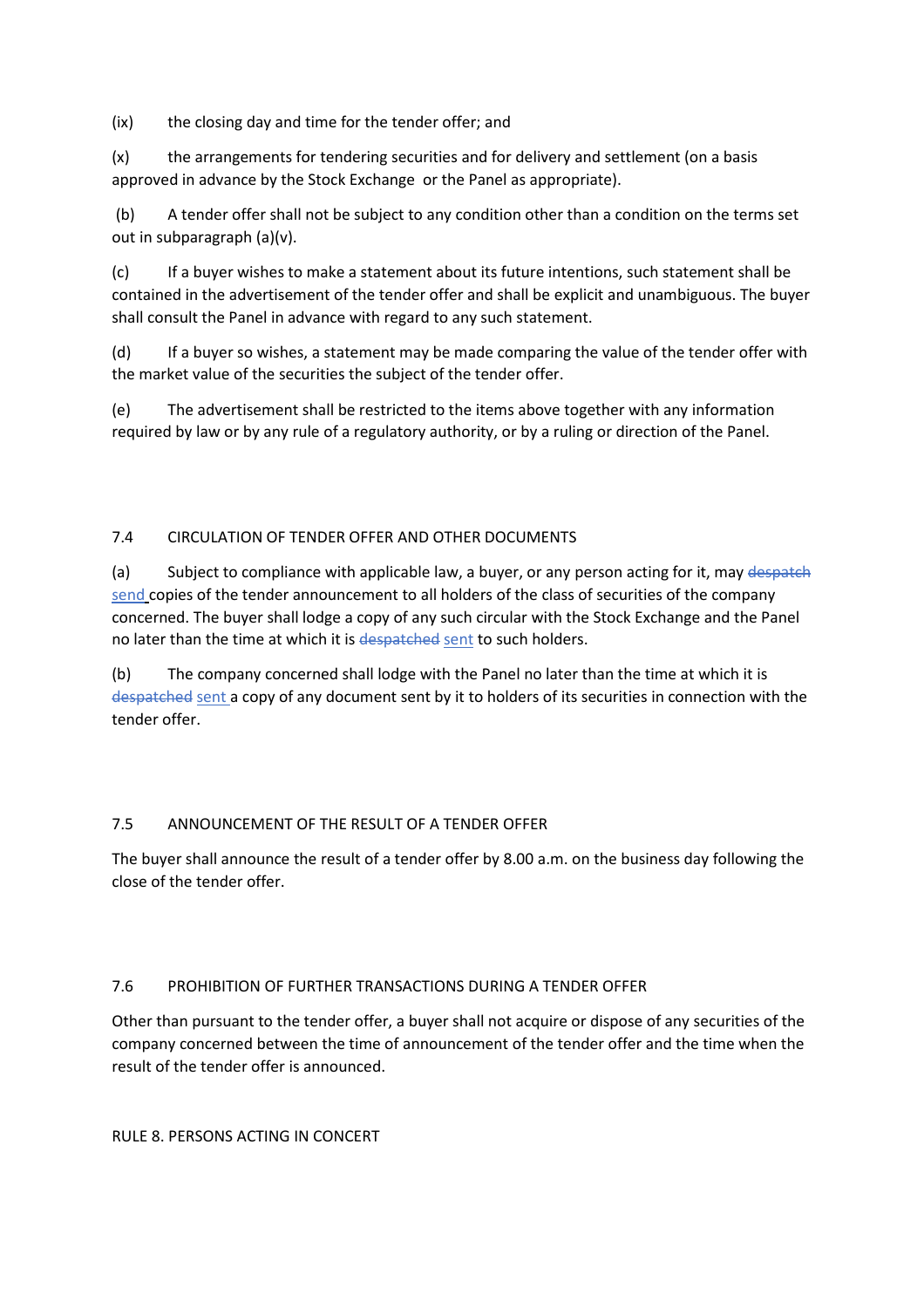(ix) the closing day and time for the tender offer; and

(x) the arrangements for tendering securities and for delivery and settlement (on a basis approved in advance by the Stock Exchange or the Panel as appropriate).

(b) A tender offer shall not be subject to any condition other than a condition on the terms set out in subparagraph (a)(v).

(c) If a buyer wishes to make a statement about its future intentions, such statement shall be contained in the advertisement of the tender offer and shall be explicit and unambiguous. The buyer shall consult the Panel in advance with regard to any such statement.

(d) If a buyer so wishes, a statement may be made comparing the value of the tender offer with the market value of the securities the subject of the tender offer.

(e) The advertisement shall be restricted to the items above together with any information required by law or by any rule of a regulatory authority, or by a ruling or direction of the Panel.

## 7.4 CIRCULATION OF TENDER OFFER AND OTHER DOCUMENTS

(a) Subject to compliance with applicable law, a buyer, or any person acting for it, may ~~despatch~~ send copies of the tender announcement to all holders of the class of securities of the company concerned. The buyer shall lodge a copy of any such circular with the Stock Exchange and the Panel no later than the time at which it is ~~despatched~~ sent to such holders.

(b) The company concerned shall lodge with the Panel no later than the time at which it is ~~despatched~~ sent a copy of any document sent by it to holders of its securities in connection with the tender offer.

## 7.5 ANNOUNCEMENT OF THE RESULT OF A TENDER OFFER

The buyer shall announce the result of a tender offer by 8.00 a.m. on the business day following the close of the tender offer.

## 7.6 PROHIBITION OF FURTHER TRANSACTIONS DURING A TENDER OFFER

Other than pursuant to the tender offer, a buyer shall not acquire or dispose of any securities of the company concerned between the time of announcement of the tender offer and the time when the result of the tender offer is announced.

# RULE 8. PERSONS ACTING IN CONCERT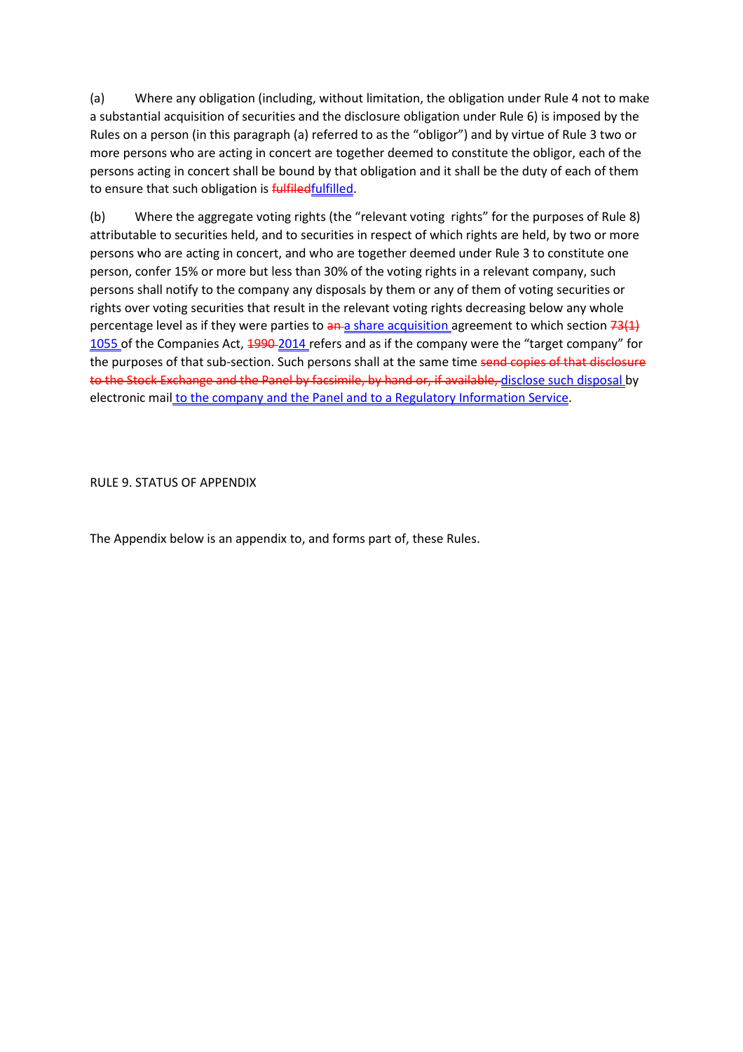(a) Where any obligation (including, without limitation, the obligation under Rule 4 not to make a substantial acquisition of securities and the disclosure obligation under Rule 6) is imposed by the Rules on a person (in this paragraph (a) referred to as the "obligor") and by virtue of Rule 3 two or more persons who are acting in concert are together deemed to constitute the obligor, each of the persons acting in concert shall be bound by that obligation and it shall be the duty of each of them to ensure that such obligation is ~~fulfiled~~fulfilled.

(b) Where the aggregate voting rights (the "relevant voting rights" for the purposes of Rule 8) attributable to securities held, and to securities in respect of which rights are held, by two or more persons who are acting in concert, and who are together deemed under Rule 3 to constitute one person, confer 15% or more but less than 30% of the voting rights in a relevant company, such persons shall notify to the company any disposals by them or any of them of voting securities or rights over voting securities that result in the relevant voting rights decreasing below any whole percentage level as if they were parties to ~~an~~ a share acquisition agreement to which section ~~73(1)~~ 1055 of the Companies Act, ~~1990~~ 2014 refers and as if the company were the "target company" for the purposes of that sub-section. Such persons shall at the same time ~~send copies of that disclosure to the Stock Exchange and the Panel by facsimile, by hand or, if available,~~ disclose such disposal by electronic mail to the company and the Panel and to a Regulatory Information Service.

RULE 9. STATUS OF APPENDIX

The Appendix below is an appendix to, and forms part of, these Rules.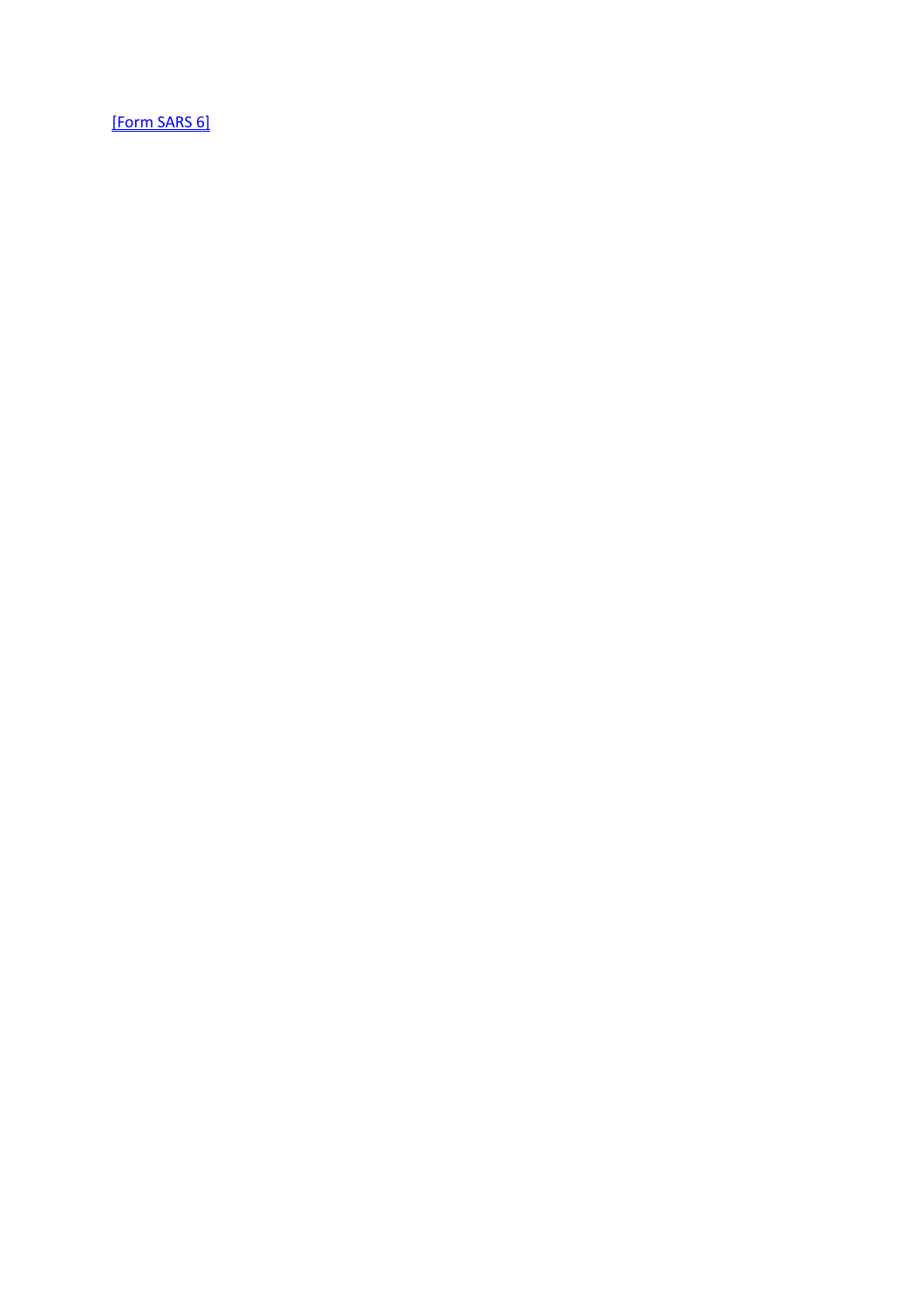[Form SARS 6]